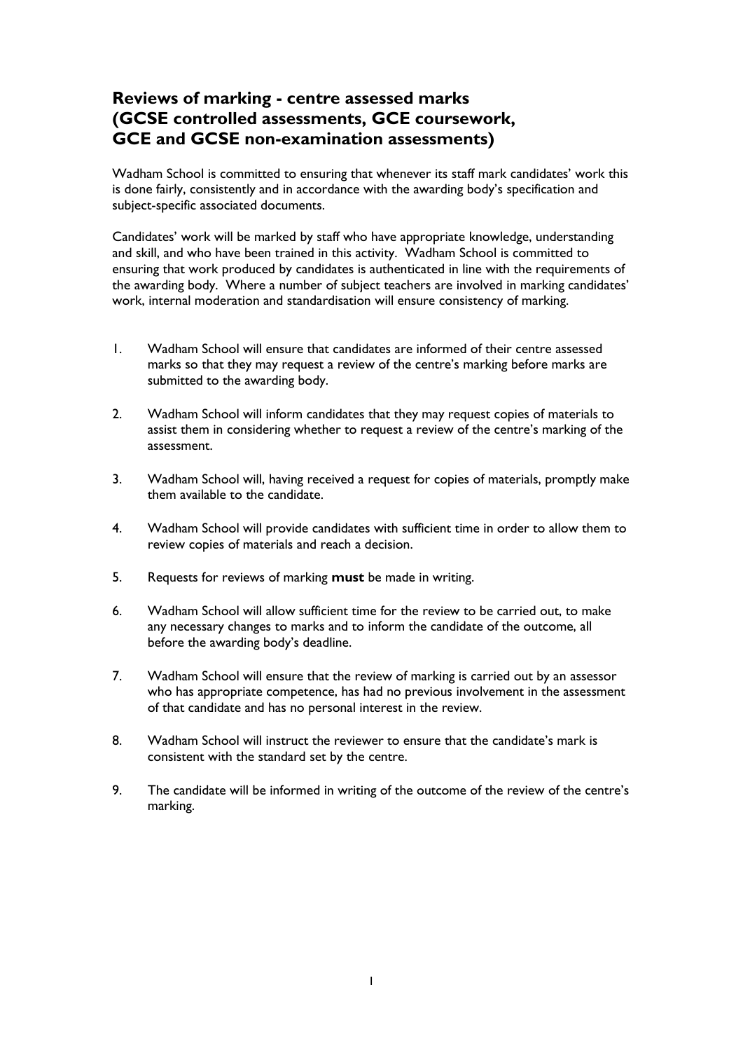## Reviews of marking - centre assessed marks (GCSE controlled assessments, GCE coursework, GCE and GCSE non-examination assessments)

Wadham School is committed to ensuring that whenever its staff mark candidates' work this is done fairly, consistently and in accordance with the awarding body's specification and subject-specific associated documents.

Candidates' work will be marked by staff who have appropriate knowledge, understanding and skill, and who have been trained in this activity. Wadham School is committed to ensuring that work produced by candidates is authenticated in line with the requirements of the awarding body. Where a number of subject teachers are involved in marking candidates' work, internal moderation and standardisation will ensure consistency of marking.

1. Wadham School will ensure that candidates are informed of their centre assessed marks so that they may request a review of the centre's marking before marks are submitted to the awarding body.

2. Wadham School will inform candidates that they may request copies of materials to assist them in considering whether to request a review of the centre's marking of the assessment.

3. Wadham School will, having received a request for copies of materials, promptly make them available to the candidate.

4. Wadham School will provide candidates with sufficient time in order to allow them to review copies of materials and reach a decision.

5. Requests for reviews of marking **must** be made in writing.

6. Wadham School will allow sufficient time for the review to be carried out, to make any necessary changes to marks and to inform the candidate of the outcome, all before the awarding body's deadline.

7. Wadham School will ensure that the review of marking is carried out by an assessor who has appropriate competence, has had no previous involvement in the assessment of that candidate and has no personal interest in the review.

8. Wadham School will instruct the reviewer to ensure that the candidate's mark is consistent with the standard set by the centre.

9. The candidate will be informed in writing of the outcome of the review of the centre's marking.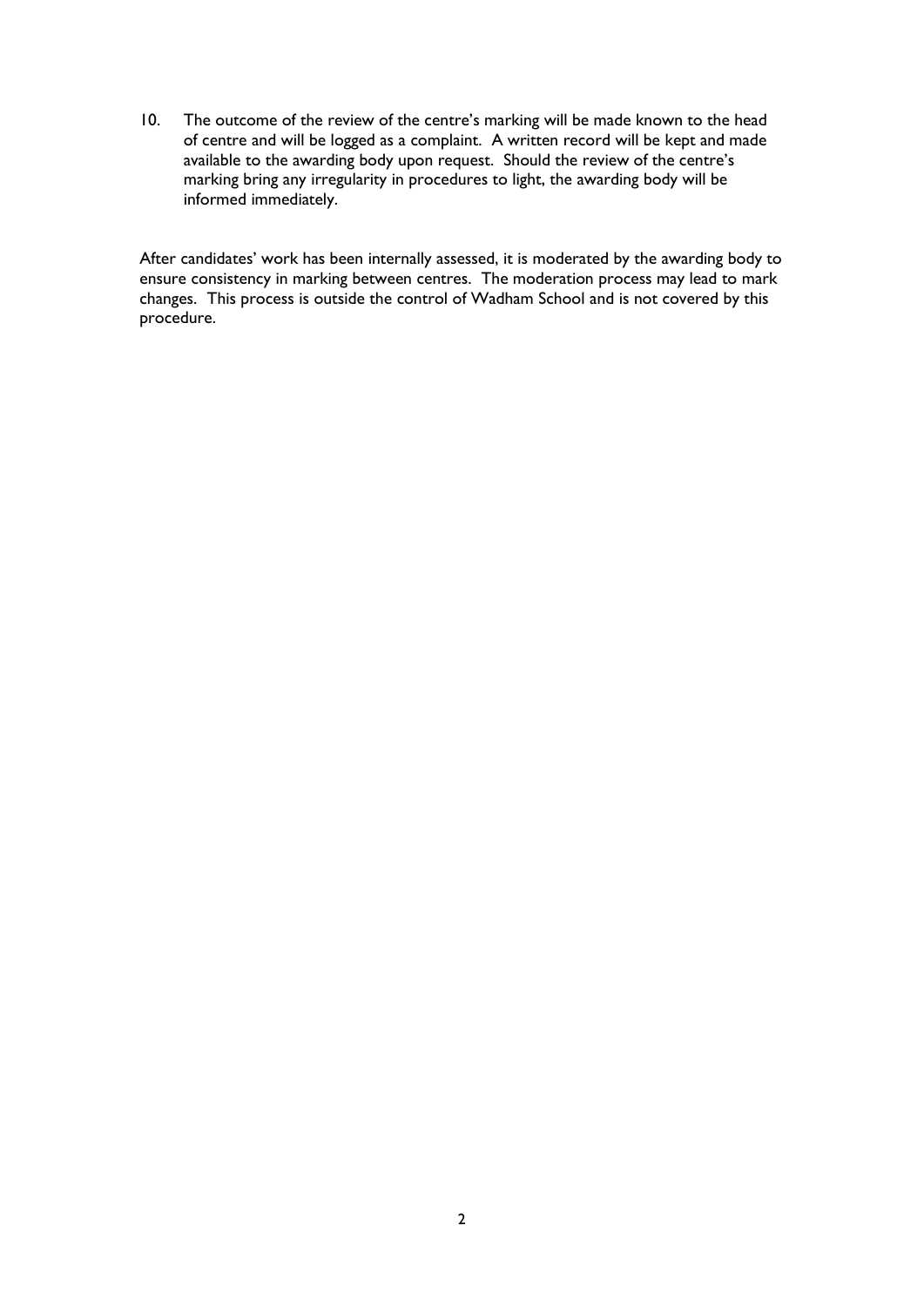10. The outcome of the review of the centre's marking will be made known to the head of centre and will be logged as a complaint. A written record will be kept and made available to the awarding body upon request. Should the review of the centre's marking bring any irregularity in procedures to light, the awarding body will be informed immediately.

After candidates' work has been internally assessed, it is moderated by the awarding body to ensure consistency in marking between centres. The moderation process may lead to mark changes. This process is outside the control of Wadham School and is not covered by this procedure.